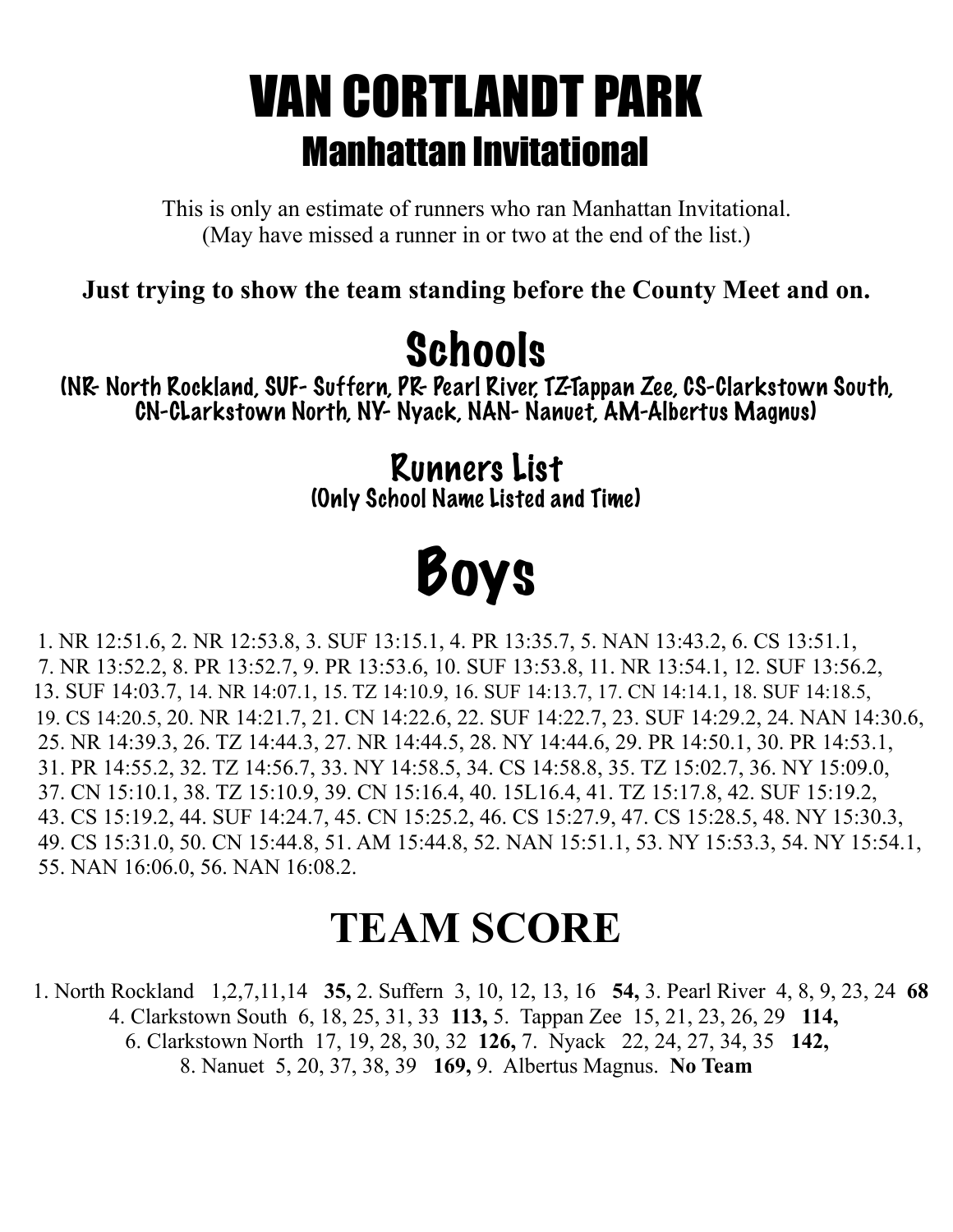# VAN CORTLANDT PARK

## Manhattan Invitational

This is only an estimate of runners who ran Manhattan Invitational.
(May have missed a runner in or two at the end of the list.)

**Just trying to show the team standing before the County Meet and on.**

## Schools

(NR- North Rockland, SUF- Suffern, PR- Pearl River, TZ-Tappan Zee, CS-Clarkstown South, CN-CLarkstown North, NY- Nyack, NAN- Nanuet, AM-Albertus Magnus)

### Runners List

(Only School Name Listed and Time)

# Boys

1. NR 12:51.6, 2. NR 12:53.8, 3. SUF 13:15.1, 4. PR 13:35.7, 5. NAN 13:43.2, 6. CS 13:51.1, 7. NR 13:52.2, 8. PR 13:52.7, 9. PR 13:53.6, 10. SUF 13:53.8, 11. NR 13:54.1, 12. SUF 13:56.2, 13. SUF 14:03.7, 14. NR 14:07.1, 15. TZ 14:10.9, 16. SUF 14:13.7, 17. CN 14:14.1, 18. SUF 14:18.5, 19. CS 14:20.5, 20. NR 14:21.7, 21. CN 14:22.6, 22. SUF 14:22.7, 23. SUF 14:29.2, 24. NAN 14:30.6, 25. NR 14:39.3, 26. TZ 14:44.3, 27. NR 14:44.5, 28. NY 14:44.6, 29. PR 14:50.1, 30. PR 14:53.1, 31. PR 14:55.2, 32. TZ 14:56.7, 33. NY 14:58.5, 34. CS 14:58.8, 35. TZ 15:02.7, 36. NY 15:09.0, 37. CN 15:10.1, 38. TZ 15:10.9, 39. CN 15:16.4, 40. 15L16.4, 41. TZ 15:17.8, 42. SUF 15:19.2, 43. CS 15:19.2, 44. SUF 14:24.7, 45. CN 15:25.2, 46. CS 15:27.9, 47. CS 15:28.5, 48. NY 15:30.3, 49. CS 15:31.0, 50. CN 15:44.8, 51. AM 15:44.8, 52. NAN 15:51.1, 53. NY 15:53.3, 54. NY 15:54.1, 55. NAN 16:06.0, 56. NAN 16:08.2.

# TEAM SCORE

1. North Rockland 1,2,7,11,14 **35,** 2. Suffern 3, 10, 12, 13, 16 **54,** 3. Pearl River 4, 8, 9, 23, 24 **68** 4. Clarkstown South 6, 18, 25, 31, 33 **113,** 5. Tappan Zee 15, 21, 23, 26, 29 **114,** 6. Clarkstown North 17, 19, 28, 30, 32 **126,** 7. Nyack 22, 24, 27, 34, 35 **142,** 8. Nanuet 5, 20, 37, 38, 39 **169,** 9. Albertus Magnus. **No Team**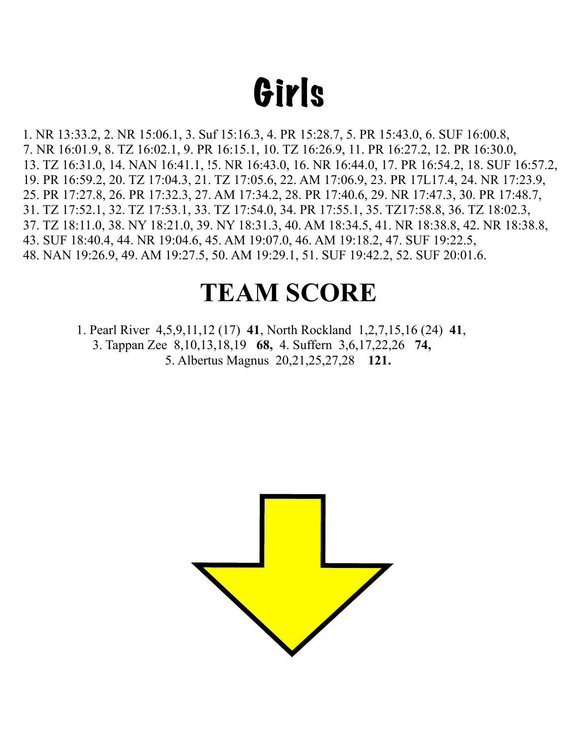# Girls

1. NR 13:33.2, 2. NR 15:06.1, 3. Suf 15:16.3, 4. PR 15:28.7, 5. PR 15:43.0, 6. SUF 16:00.8, 7. NR 16:01.9, 8. TZ 16:02.1, 9. PR 16:15.1, 10. TZ 16:26.9, 11. PR 16:27.2, 12. PR 16:30.0, 13. TZ 16:31.0, 14. NAN 16:41.1, !5. NR 16:43.0, 16. NR 16:44.0, 17. PR 16:54.2, 18. SUF 16:57.2, 19. PR 16:59.2, 20. TZ 17:04.3, 21. TZ 17:05.6, 22. AM 17:06.9, 23. PR 17L17.4, 24. NR 17:23.9, 25. PR 17:27.8, 26. PR 17:32.3, 27. AM 17:34.2, 28. PR 17:40.6, 29. NR 17:47.3, 30. PR 17:48.7, 31. TZ 17:52.1, 32. TZ 17:53.1, 33. TZ 17:54.0, 34. PR 17:55.1, 35. TZ17:58.8, 36. TZ 18:02.3, 37. TZ 18:11.0, 38. NY 18:21.0, 39. NY 18:31.3, 40. AM 18:34.5, 41. NR 18:38.8, 42. NR 18:38.8, 43. SUF 18:40.4, 44. NR 19:04.6, 45. AM 19:07.0, 46. AM 19:18.2, 47. SUF 19:22.5, 48. NAN 19:26.9, 49. AM 19:27.5, 50. AM 19:29.1, 51. SUF 19:42.2, 52. SUF 20:01.6.

# TEAM SCORE

1. Pearl River 4,5,9,11,12 (17) **41**, North Rockland 1,2,7,15,16 (24) **41**, 3. Tappan Zee 8,10,13,18,19 **68,** 4. Suffern 3,6,17,22,26 **74,** 5. Albertus Magnus 20,21,25,27,28 **121.**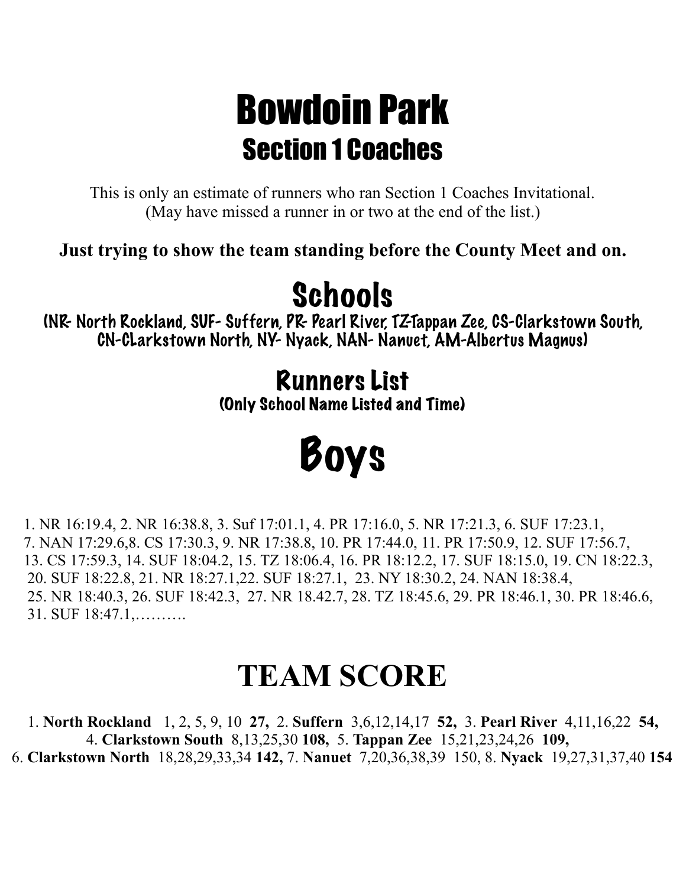# Bowdoin Park

## Section 1 Coaches

This is only an estimate of runners who ran Section 1 Coaches Invitational.
(May have missed a runner in or two at the end of the list.)

**Just trying to show the team standing before the County Meet and on.**

## Schools

(NR- North Rockland, SUF- Suffern, PR- Pearl River, TZ-Tappan Zee, CS-Clarkstown South, CN-CLarkstown North, NY- Nyack, NAN- Nanuet, AM-Albertus Magnus)

### Runners List

(Only School Name Listed and Time)

# Boys

1. NR 16:19.4, 2. NR 16:38.8, 3. Suf 17:01.1, 4. PR 17:16.0, 5. NR 17:21.3, 6. SUF 17:23.1, 7. NAN 17:29.6,8. CS 17:30.3, 9. NR 17:38.8, 10. PR 17:44.0, 11. PR 17:50.9, 12. SUF 17:56.7, 13. CS 17:59.3, 14. SUF 18:04.2, 15. TZ 18:06.4, 16. PR 18:12.2, 17. SUF 18:15.0, 19. CN 18:22.3, 20. SUF 18:22.8, 21. NR 18:27.1,22. SUF 18:27.1, 23. NY 18:30.2, 24. NAN 18:38.4, 25. NR 18:40.3, 26. SUF 18:42.3, 27. NR 18.42.7, 28. TZ 18:45.6, 29. PR 18:46.1, 30. PR 18:46.6, 31. SUF 18:47.1,……….

# TEAM SCORE

1. **North Rockland** 1, 2, 5, 9, 10 **27,** 2. **Suffern** 3,6,12,14,17 **52,** 3. **Pearl River** 4,11,16,22 **54,** 4. **Clarkstown South** 8,13,25,30 **108,** 5. **Tappan Zee** 15,21,23,24,26 **109,** 6. **Clarkstown North** 18,28,29,33,34 **142,** 7. **Nanuet** 7,20,36,38,39 150, 8. **Nyack** 19,27,31,37,40 **154**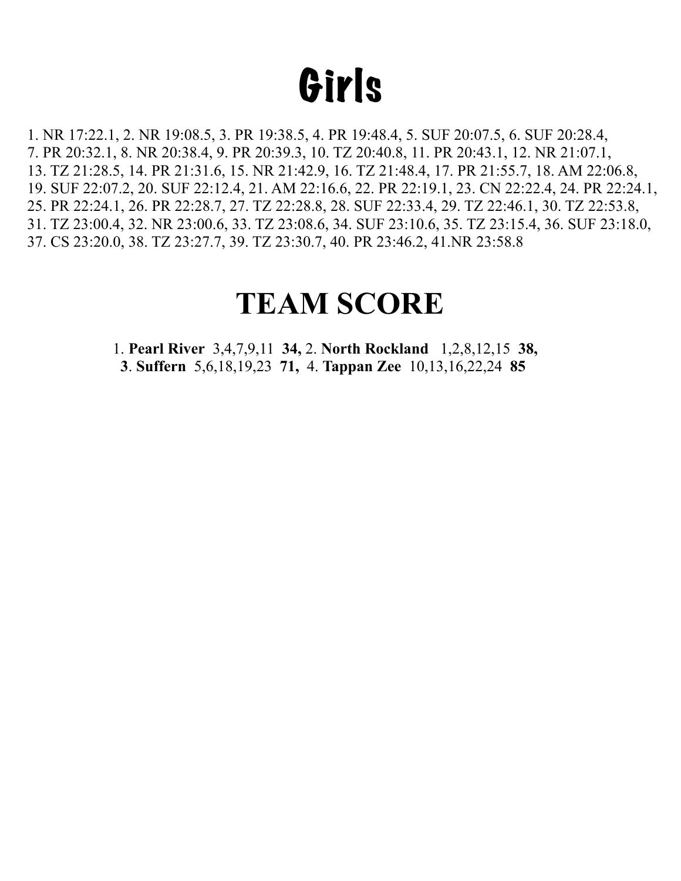# Girls

1. NR 17:22.1, 2. NR 19:08.5, 3. PR 19:38.5, 4. PR 19:48.4, 5. SUF 20:07.5, 6. SUF 20:28.4, 7. PR 20:32.1, 8. NR 20:38.4, 9. PR 20:39.3, 10. TZ 20:40.8, 11. PR 20:43.1, 12. NR 21:07.1, 13. TZ 21:28.5, 14. PR 21:31.6, 15. NR 21:42.9, 16. TZ 21:48.4, 17. PR 21:55.7, 18. AM 22:06.8, 19. SUF 22:07.2, 20. SUF 22:12.4, 21. AM 22:16.6, 22. PR 22:19.1, 23. CN 22:22.4, 24. PR 22:24.1, 25. PR 22:24.1, 26. PR 22:28.7, 27. TZ 22:28.8, 28. SUF 22:33.4, 29. TZ 22:46.1, 30. TZ 22:53.8, 31. TZ 23:00.4, 32. NR 23:00.6, 33. TZ 23:08.6, 34. SUF 23:10.6, 35. TZ 23:15.4, 36. SUF 23:18.0, 37. CS 23:20.0, 38. TZ 23:27.7, 39. TZ 23:30.7, 40. PR 23:46.2, 41.NR 23:58.8

## TEAM SCORE

1. **Pearl River** 3,4,7,9,11 **34,** 2. **North Rockland** 1,2,8,12,15 **38,**
**3**. **Suffern** 5,6,18,19,23 **71,** 4. **Tappan Zee** 10,13,16,22,24 **85**